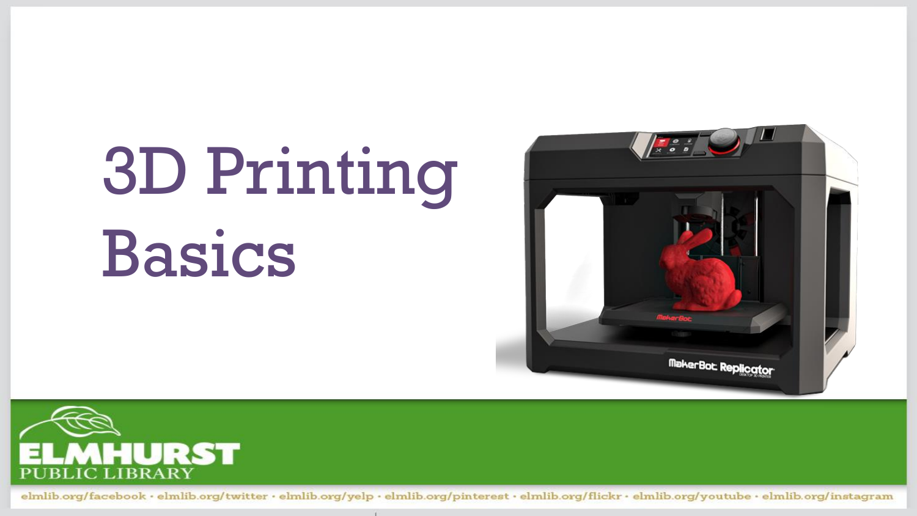# 3D Printing Basics

ELMHURST PUBLIC LIBRARY

elmlib.org/facebook · elmlib.org/twitter · elmlib.org/yelp · elmlib.org/pinterest · elmlib.org/flickr · elmlib.org/youtube · elmlib.org/instagram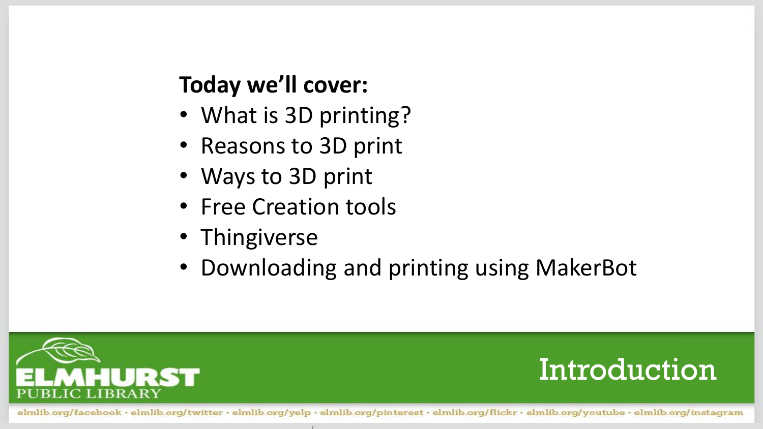# Introduction

**Today we'll cover:**

- What is 3D printing?
- Reasons to 3D print
- Ways to 3D print
- Free Creation tools
- Thingiverse
- Downloading and printing using MakerBot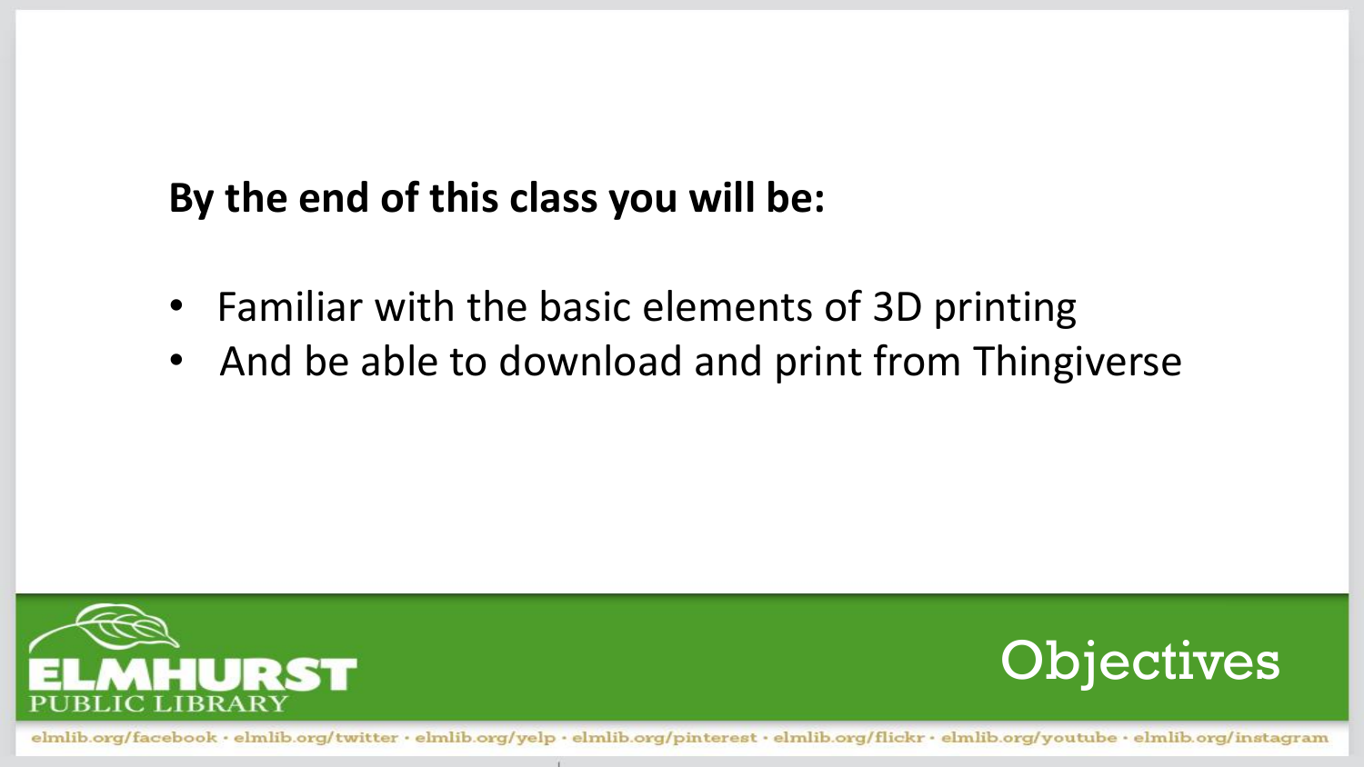# Objectives

**By the end of this class you will be:**

- Familiar with the basic elements of 3D printing
- And be able to download and print from Thingiverse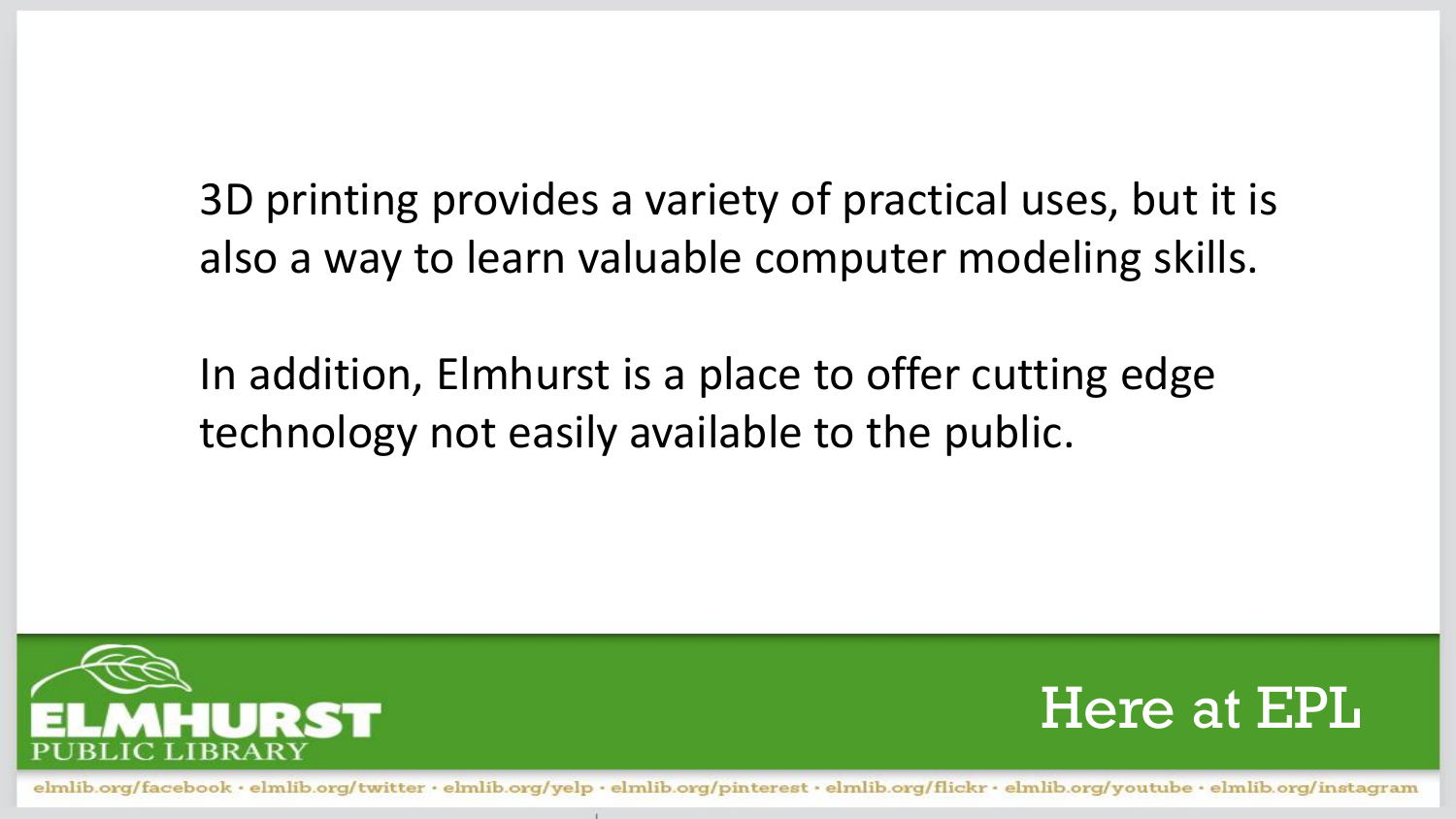3D printing provides a variety of practical uses, but it is also a way to learn valuable computer modeling skills.

In addition, Elmhurst is a place to offer cutting edge technology not easily available to the public.

## Here at EPL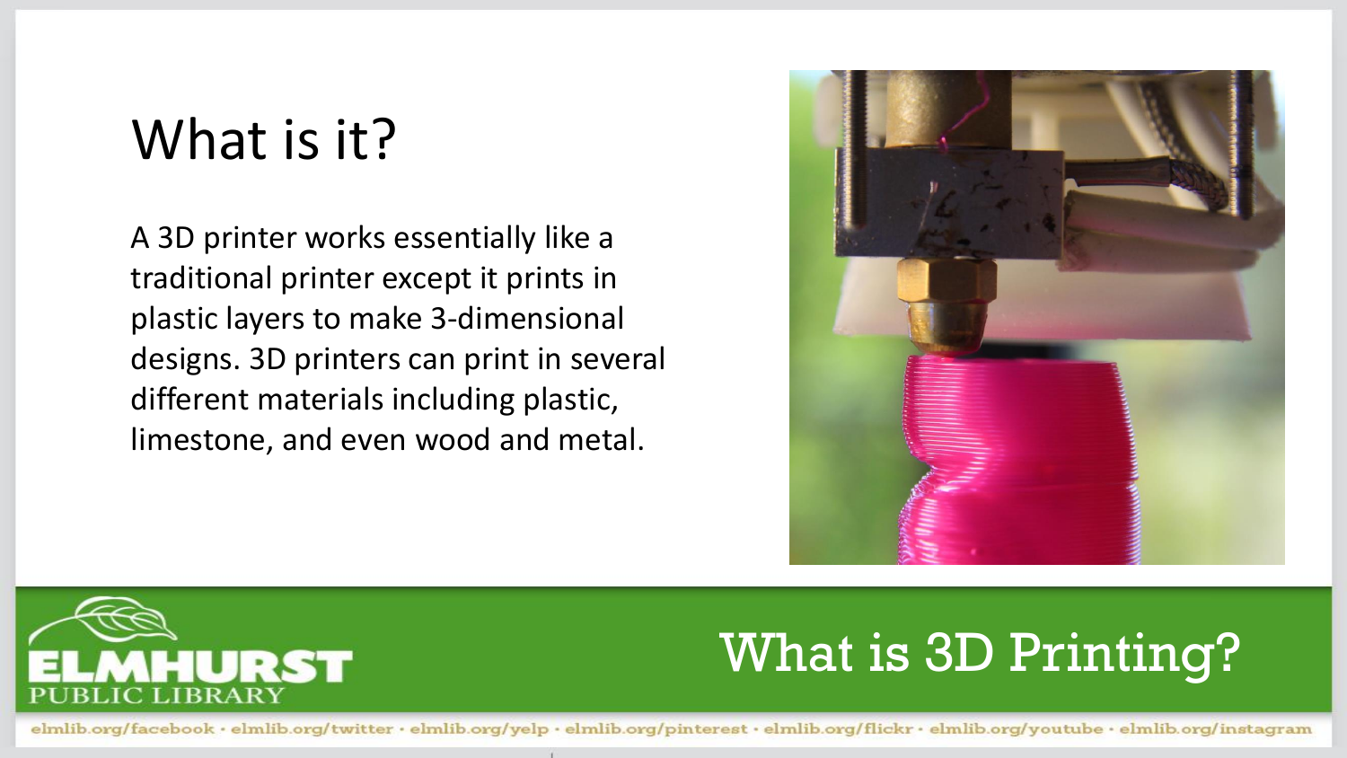# What is it?

A 3D printer works essentially like a traditional printer except it prints in plastic layers to make 3-dimensional designs. 3D printers can print in several different materials including plastic, limestone, and even wood and metal.

ELMHURST PUBLIC LIBRARY

What is 3D Printing?

elmlib.org/facebook · elmlib.org/twitter · elmlib.org/yelp · elmlib.org/pinterest · elmlib.org/flickr · elmlib.org/youtube · elmlib.org/instagram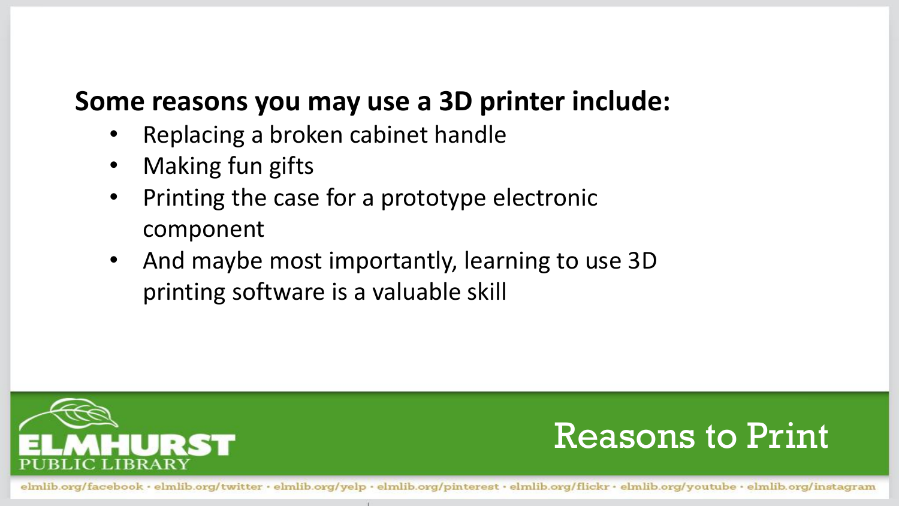## Reasons to Print

**Some reasons you may use a 3D printer include:**

- Replacing a broken cabinet handle
- Making fun gifts
- Printing the case for a prototype electronic component
- And maybe most importantly, learning to use 3D printing software is a valuable skill

ELMHURST PUBLIC LIBRARY

elmlib.org/facebook · elmlib.org/twitter · elmlib.org/yelp · elmlib.org/pinterest · elmlib.org/flickr · elmlib.org/youtube · elmlib.org/instagram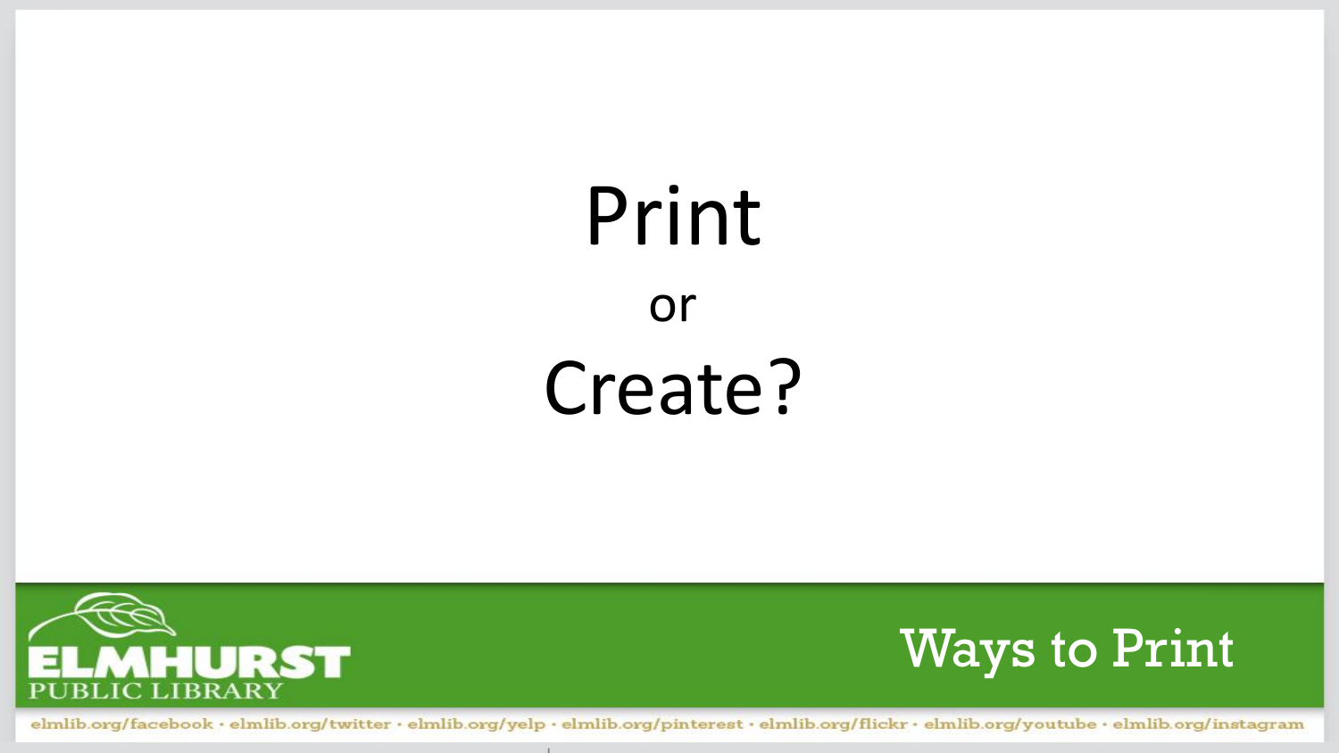# Print

or

# Create?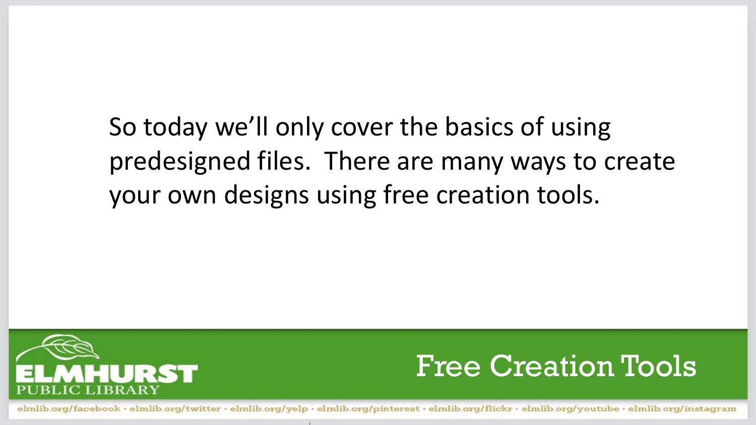So today we'll only cover the basics of using predesigned files. There are many ways to create your own designs using free creation tools.

## Free Creation Tools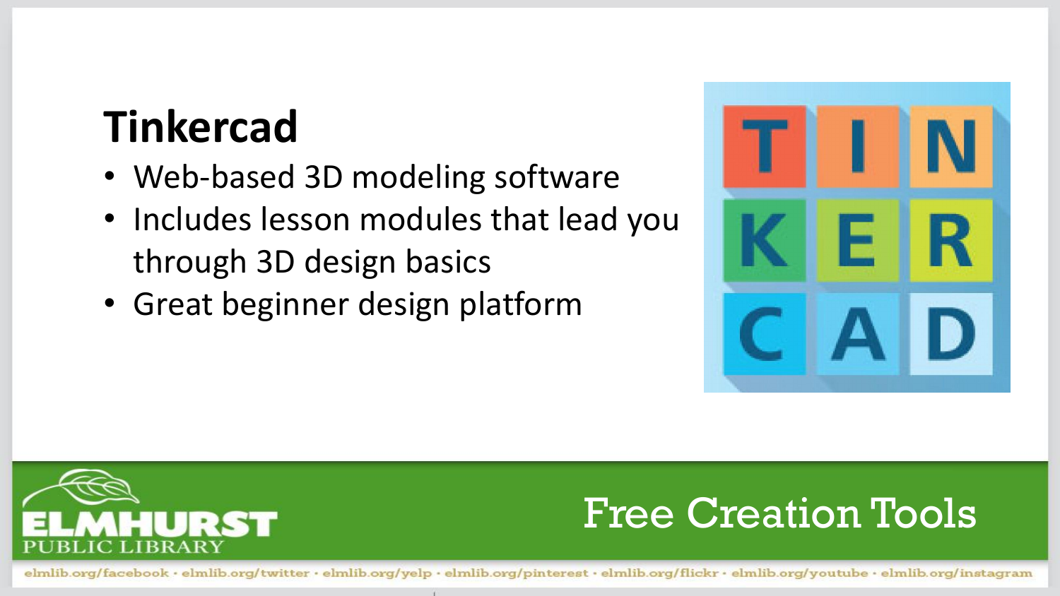# Tinkercad

- Web-based 3D modeling software
- Includes lesson modules that lead you through 3D design basics
- Great beginner design platform

Free Creation Tools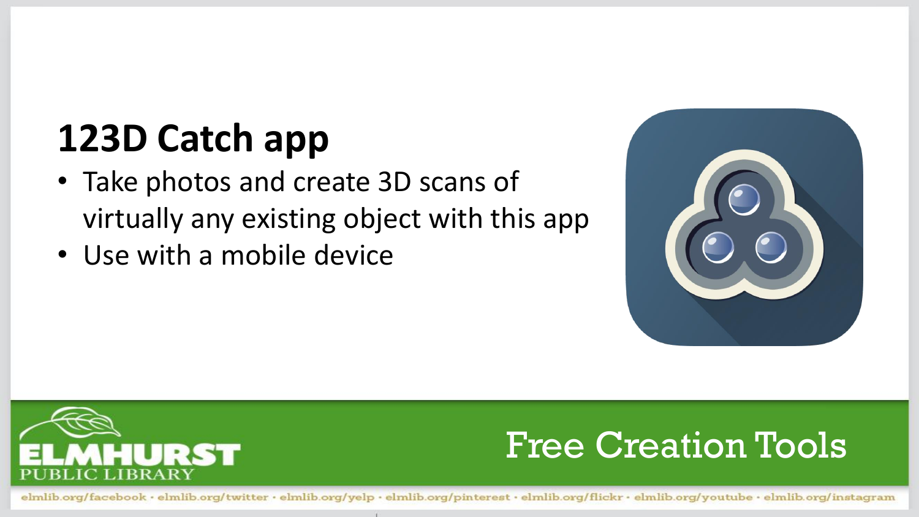# 123D Catch app

- Take photos and create 3D scans of virtually any existing object with this app
- Use with a mobile device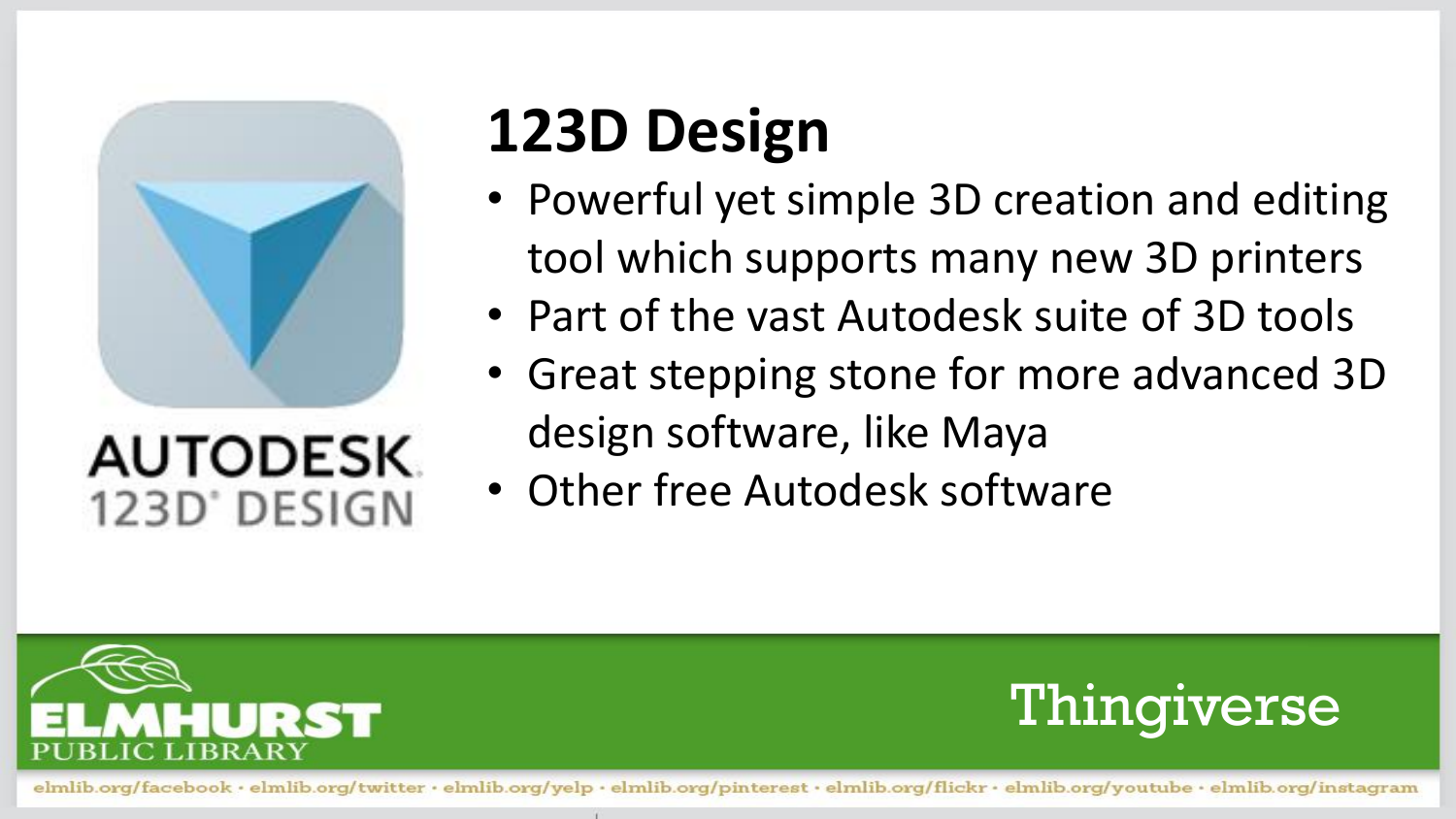AUTODESK
123D DESIGN

# 123D Design

- Powerful yet simple 3D creation and editing tool which supports many new 3D printers
- Part of the vast Autodesk suite of 3D tools
- Great stepping stone for more advanced 3D design software, like Maya
- Other free Autodesk software

Thingiverse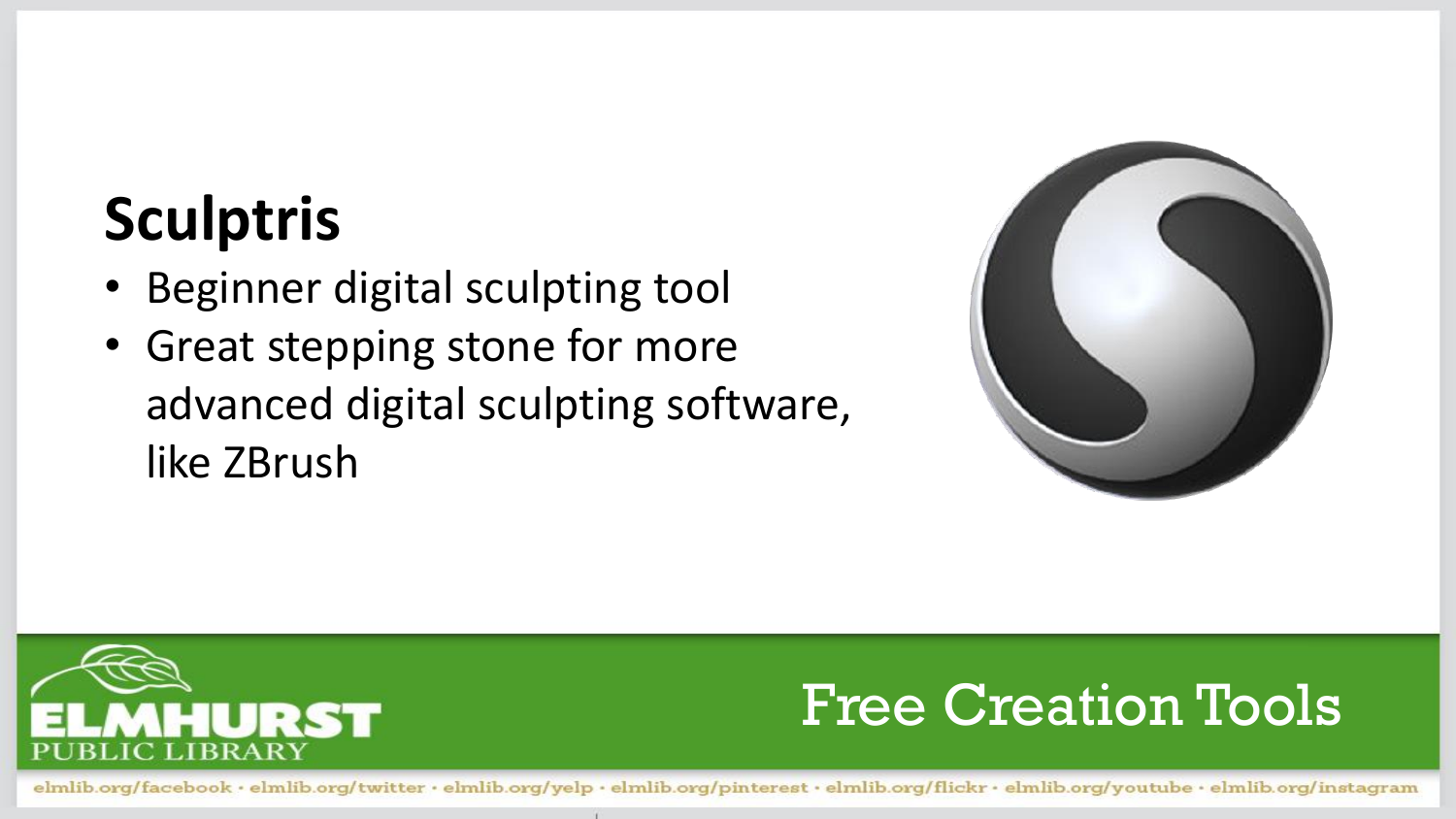# Sculptris

- Beginner digital sculpting tool
- Great stepping stone for more advanced digital sculpting software, like ZBrush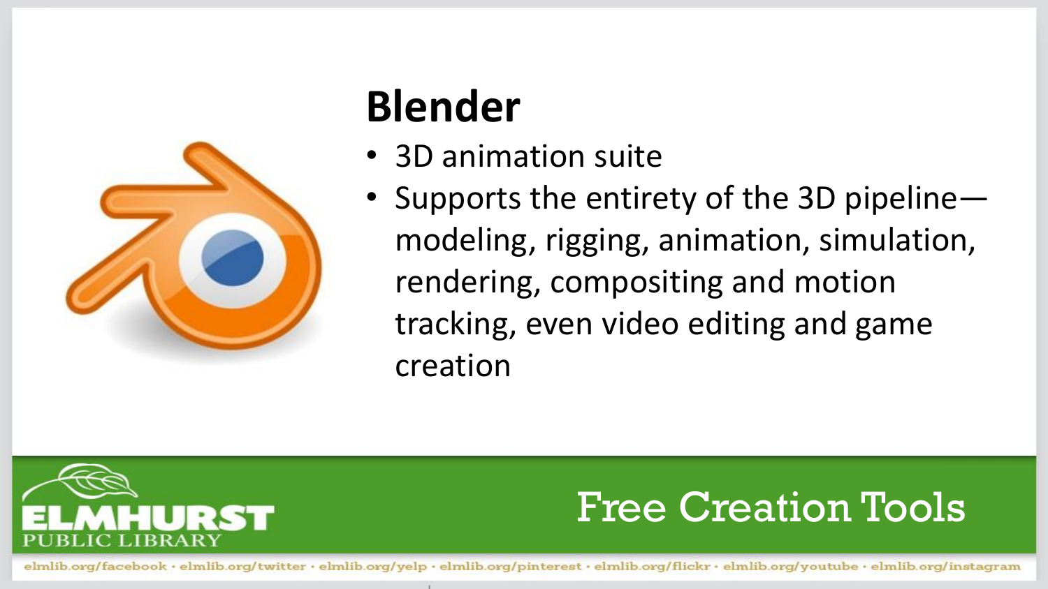# Blender

- 3D animation suite
- Supports the entirety of the 3D pipeline—modeling, rigging, animation, simulation, rendering, compositing and motion tracking, even video editing and game creation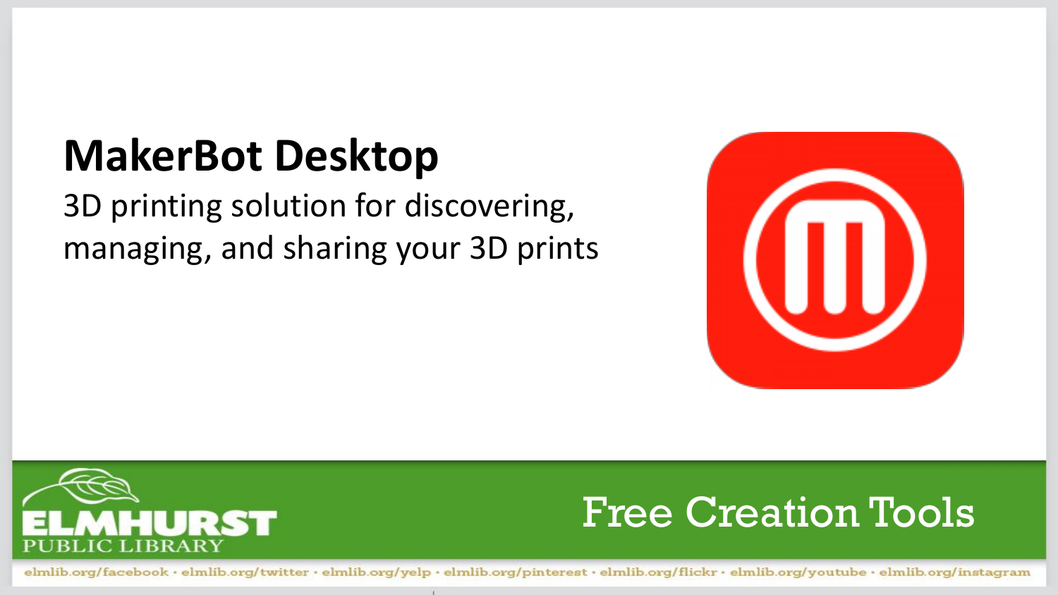# MakerBot Desktop

3D printing solution for discovering, managing, and sharing your 3D prints

ELMHURST PUBLIC LIBRARY

Free Creation Tools

elmlib.org/facebook · elmlib.org/twitter · elmlib.org/yelp · elmlib.org/pinterest · elmlib.org/flickr · elmlib.org/youtube · elmlib.org/instagram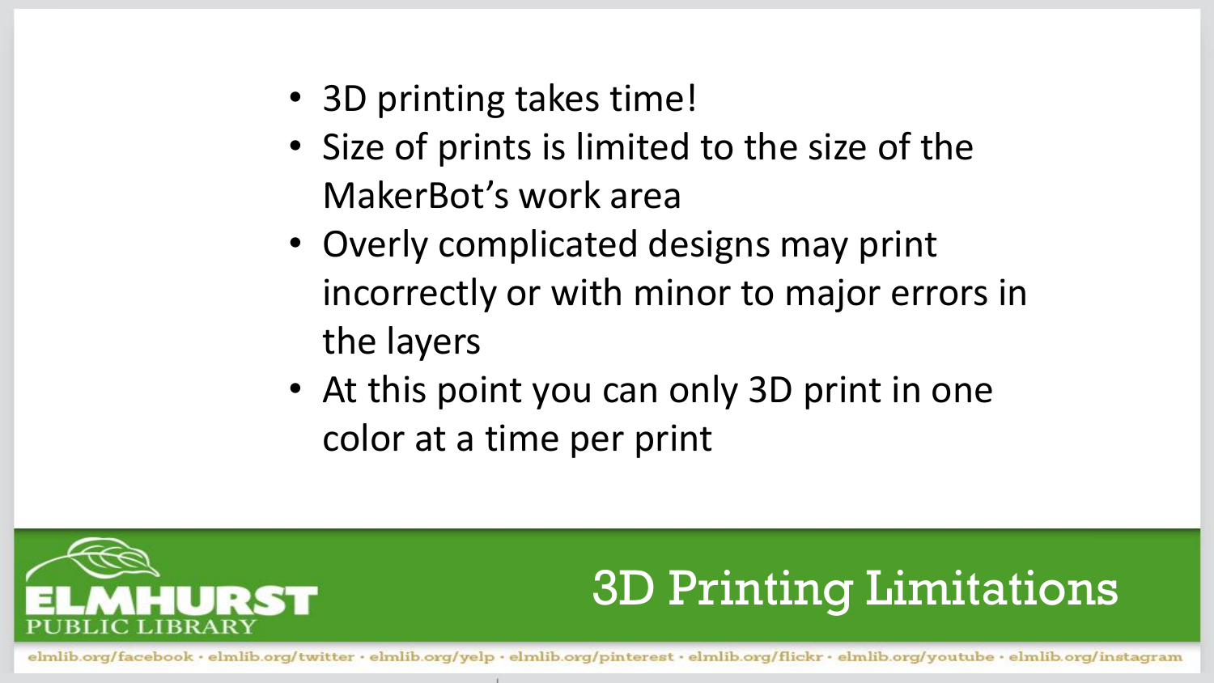## 3D Printing Limitations

- 3D printing takes time!
- Size of prints is limited to the size of the MakerBot's work area
- Overly complicated designs may print incorrectly or with minor to major errors in the layers
- At this point you can only 3D print in one color at a time per print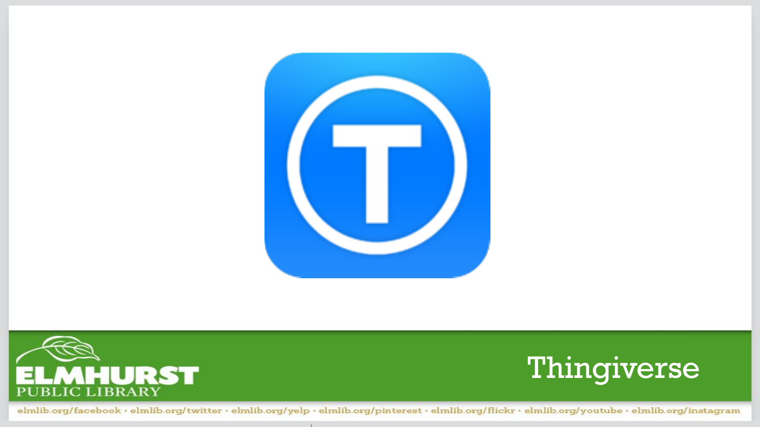# Thingiverse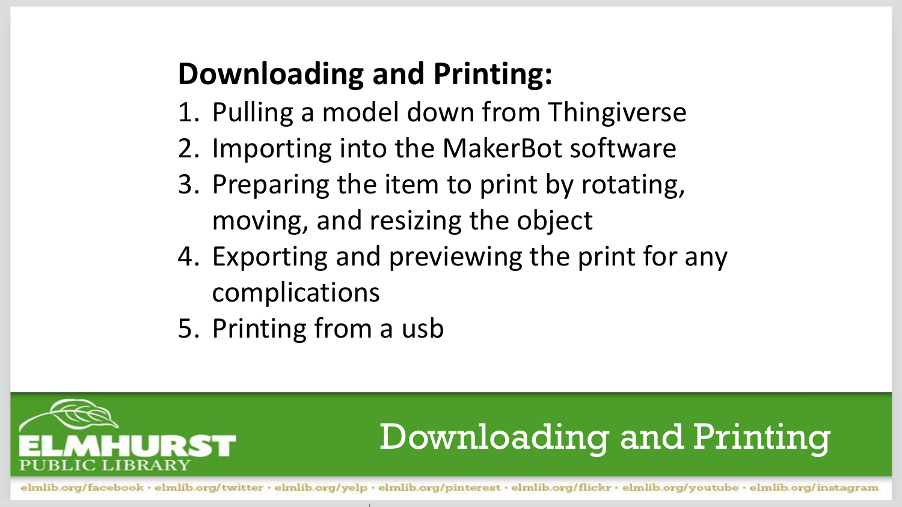## Downloading and Printing:

1. Pulling a model down from Thingiverse
2. Importing into the MakerBot software
3. Preparing the item to print by rotating, moving, and resizing the object
4. Exporting and previewing the print for any complications
5. Printing from a usb

# Downloading and Printing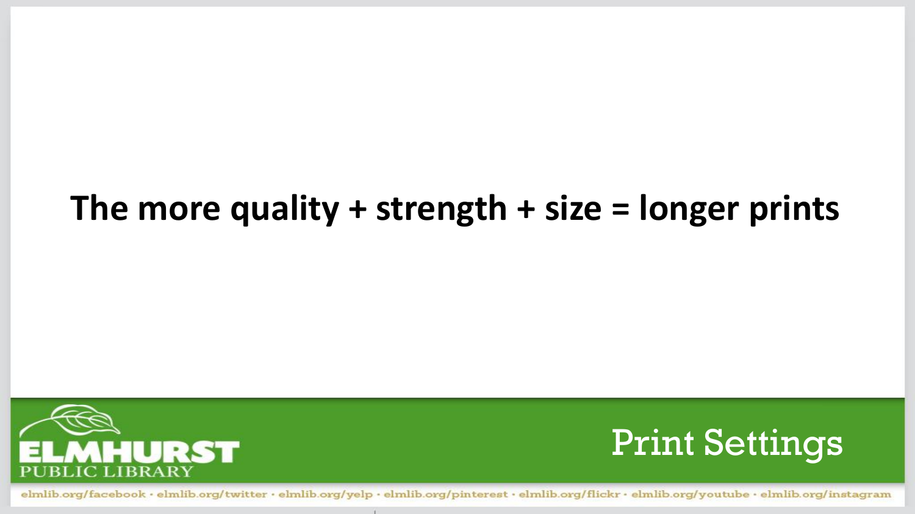**The more quality + strength + size = longer prints**

Print Settings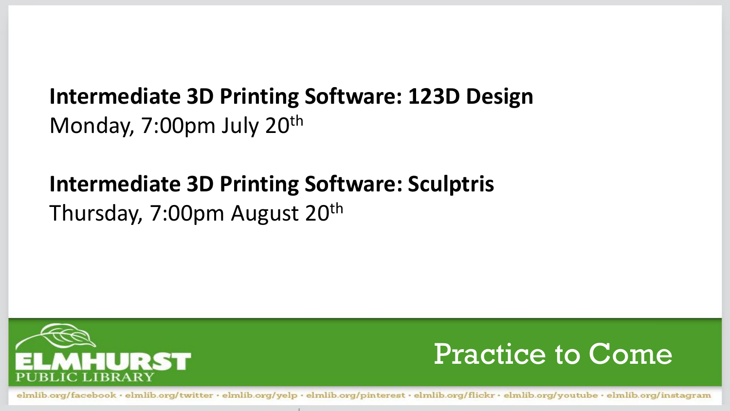**Intermediate 3D Printing Software: 123D Design**
Monday, 7:00pm July 20th

**Intermediate 3D Printing Software: Sculptris**
Thursday, 7:00pm August 20th

ELMHURST PUBLIC LIBRARY

Practice to Come

elmlib.org/facebook · elmlib.org/twitter · elmlib.org/yelp · elmlib.org/pinterest · elmlib.org/flickr · elmlib.org/youtube · elmlib.org/instagram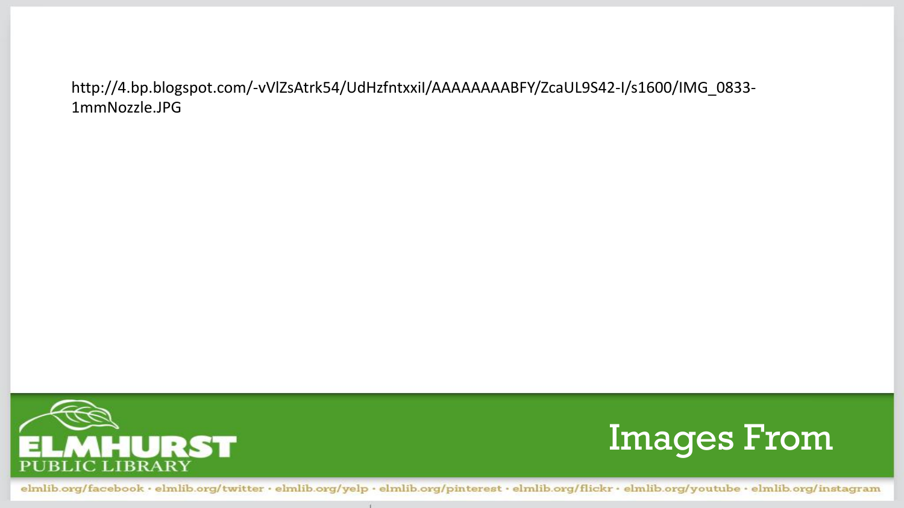http://4.bp.blogspot.com/-vVlZsAtrk54/UdHzfntxxiI/AAAAAAAABFY/ZcaUL9S42-I/s1600/IMG_0833-1mmNozzle.JPG

## Images From